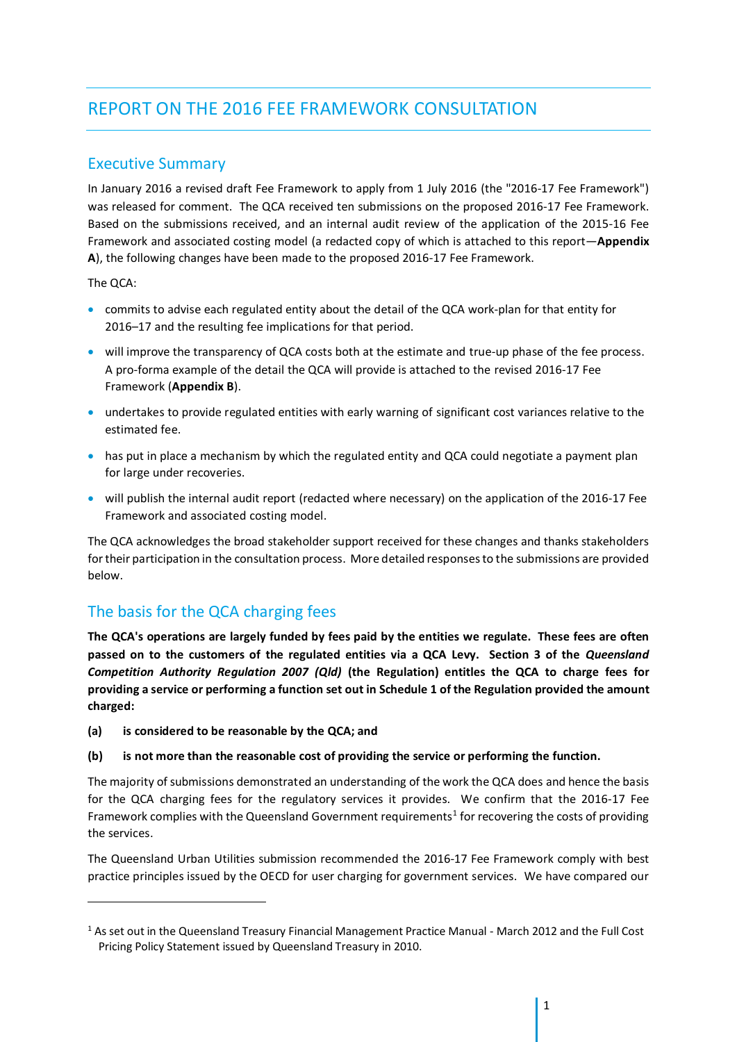# REPORT ON THE 2016 FEE FRAMEWORK CONSULTATION

## Executive Summary

In January 2016 a revised draft Fee Framework to apply from 1 July 2016 (the "2016-17 Fee Framework") was released for comment. The QCA received ten submissions on the proposed 2016-17 Fee Framework. Based on the submissions received, and an internal audit review of the application of the 2015-16 Fee Framework and associated costing model (a redacted copy of which is attached to this report—**Appendix A**), the following changes have been made to the proposed 2016-17 Fee Framework.

The QCA:

- commits to advise each regulated entity about the detail of the QCA work-plan for that entity for 2016–17 and the resulting fee implications for that period.
- will improve the transparency of QCA costs both at the estimate and true-up phase of the fee process. A pro-forma example of the detail the QCA will provide is attached to the revised 2016-17 Fee Framework (**Appendix B**).
- undertakes to provide regulated entities with early warning of significant cost variances relative to the estimated fee.
- has put in place a mechanism by which the regulated entity and QCA could negotiate a payment plan for large under recoveries.
- will publish the internal audit report (redacted where necessary) on the application of the 2016-17 Fee Framework and associated costing model.

The QCA acknowledges the broad stakeholder support received for these changes and thanks stakeholders for their participation in the consultation process. More detailed responses to the submissions are provided below.

## The basis for the QCA charging fees

**The QCA's operations are largely funded by fees paid by the entities we regulate. These fees are often passed on to the customers of the regulated entities via a QCA Levy. Section 3 of the *Queensland Competition Authority Regulation 2007 (Qld)* (the Regulation) entitles the QCA to charge fees for providing a service or performing a function set out in Schedule 1 of the Regulation provided the amount charged:**

**(a) is considered to be reasonable by the QCA; and**

**(b) is not more than the reasonable cost of providing the service or performing the function.**

The majority of submissions demonstrated an understanding of the work the QCA does and hence the basis for the QCA charging fees for the regulatory services it provides. We confirm that the 2016-17 Fee Framework complies with the Queensland Government requirements[1] for recovering the costs of providing the services.

The Queensland Urban Utilities submission recommended the 2016-17 Fee Framework comply with best practice principles issued by the OECD for user charging for government services. We have compared our

[1] As set out in the Queensland Treasury Financial Management Practice Manual - March 2012 and the Full Cost Pricing Policy Statement issued by Queensland Treasury in 2010.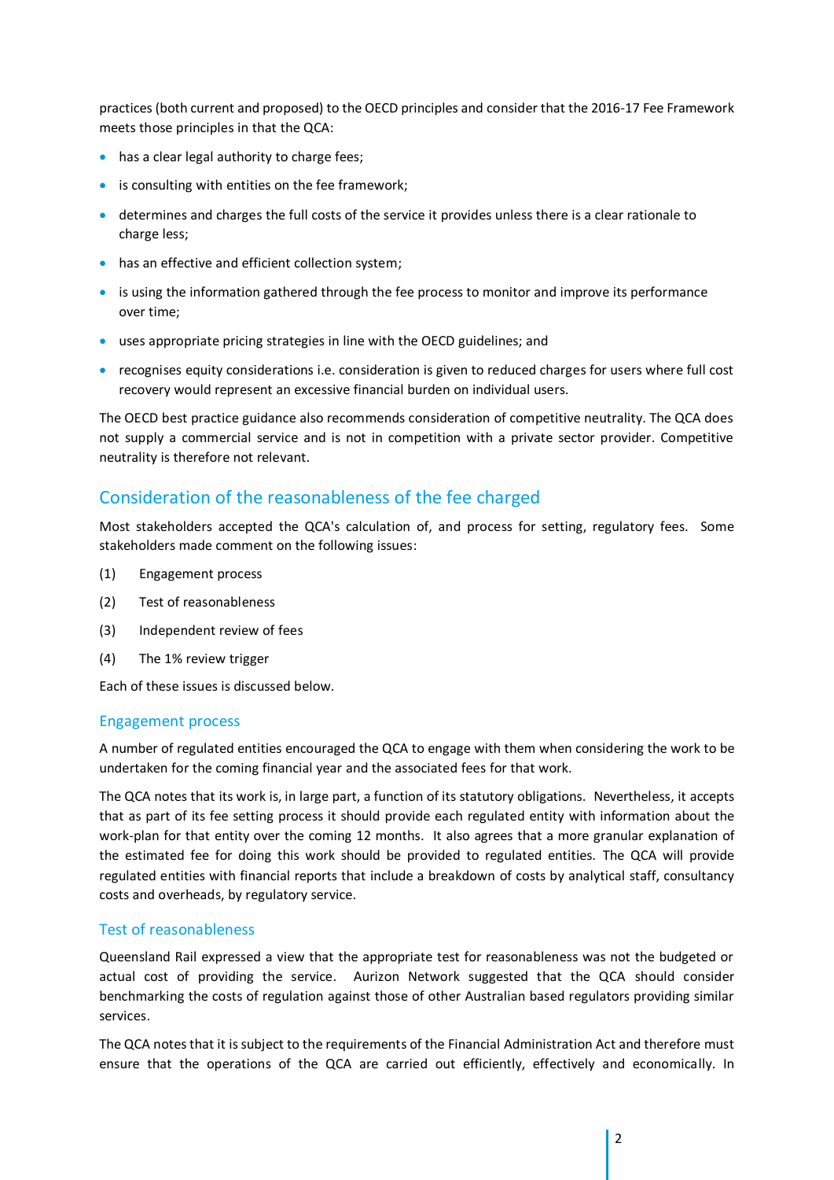practices (both current and proposed) to the OECD principles and consider that the 2016-17 Fee Framework meets those principles in that the QCA:

- has a clear legal authority to charge fees;
- is consulting with entities on the fee framework;
- determines and charges the full costs of the service it provides unless there is a clear rationale to charge less;
- has an effective and efficient collection system;
- is using the information gathered through the fee process to monitor and improve its performance over time;
- uses appropriate pricing strategies in line with the OECD guidelines; and
- recognises equity considerations i.e. consideration is given to reduced charges for users where full cost recovery would represent an excessive financial burden on individual users.

The OECD best practice guidance also recommends consideration of competitive neutrality. The QCA does not supply a commercial service and is not in competition with a private sector provider. Competitive neutrality is therefore not relevant.

## Consideration of the reasonableness of the fee charged

Most stakeholders accepted the QCA's calculation of, and process for setting, regulatory fees. Some stakeholders made comment on the following issues:

(1) Engagement process

(2) Test of reasonableness

(3) Independent review of fees

(4) The 1% review trigger

Each of these issues is discussed below.

### Engagement process

A number of regulated entities encouraged the QCA to engage with them when considering the work to be undertaken for the coming financial year and the associated fees for that work.

The QCA notes that its work is, in large part, a function of its statutory obligations. Nevertheless, it accepts that as part of its fee setting process it should provide each regulated entity with information about the work-plan for that entity over the coming 12 months. It also agrees that a more granular explanation of the estimated fee for doing this work should be provided to regulated entities. The QCA will provide regulated entities with financial reports that include a breakdown of costs by analytical staff, consultancy costs and overheads, by regulatory service.

### Test of reasonableness

Queensland Rail expressed a view that the appropriate test for reasonableness was not the budgeted or actual cost of providing the service. Aurizon Network suggested that the QCA should consider benchmarking the costs of regulation against those of other Australian based regulators providing similar services.

The QCA notes that it is subject to the requirements of the Financial Administration Act and therefore must ensure that the operations of the QCA are carried out efficiently, effectively and economically. In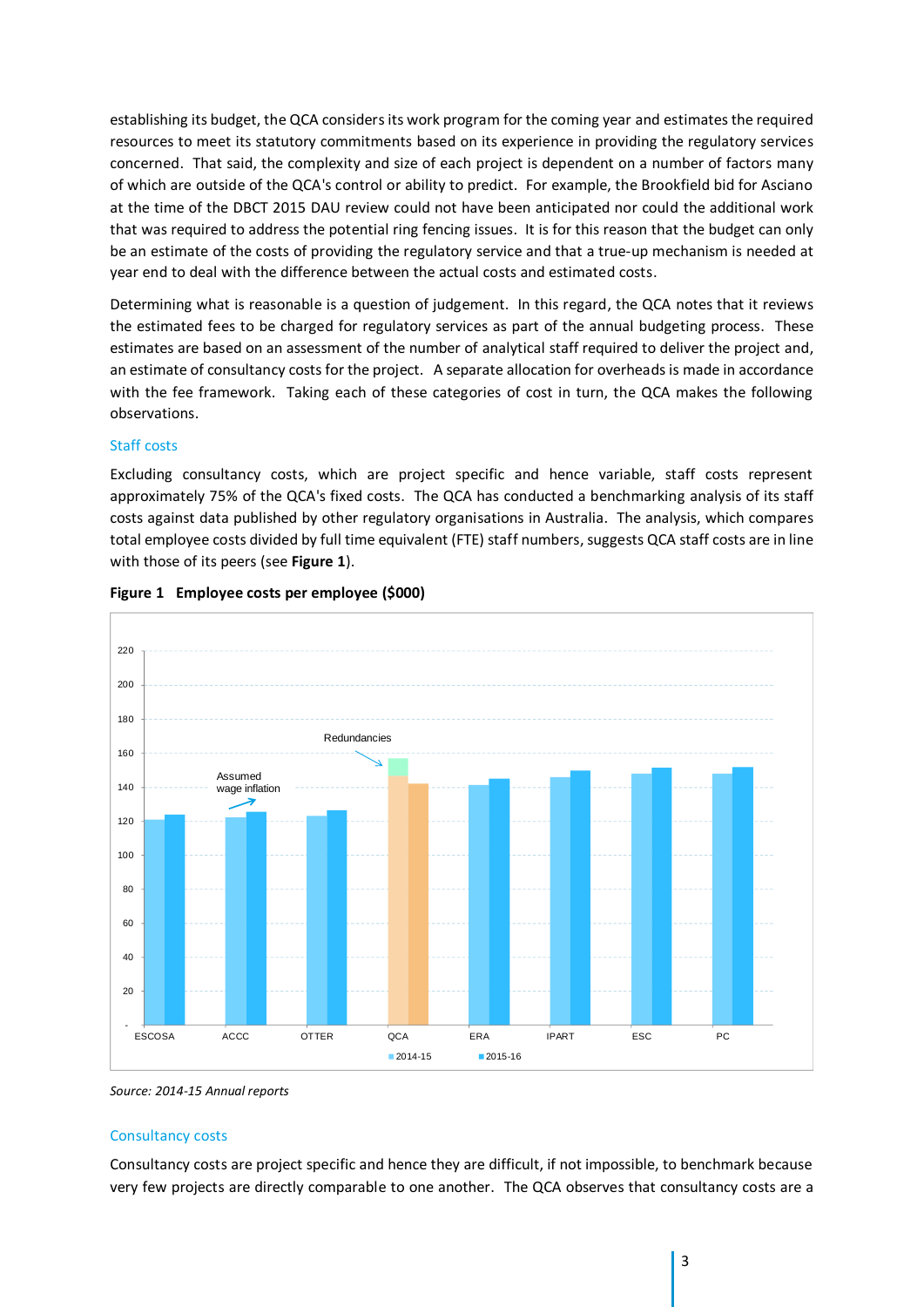establishing its budget, the QCA considers its work program for the coming year and estimates the required resources to meet its statutory commitments based on its experience in providing the regulatory services concerned. That said, the complexity and size of each project is dependent on a number of factors many of which are outside of the QCA's control or ability to predict. For example, the Brookfield bid for Asciano at the time of the DBCT 2015 DAU review could not have been anticipated nor could the additional work that was required to address the potential ring fencing issues. It is for this reason that the budget can only be an estimate of the costs of providing the regulatory service and that a true-up mechanism is needed at year end to deal with the difference between the actual costs and estimated costs.

Determining what is reasonable is a question of judgement. In this regard, the QCA notes that it reviews the estimated fees to be charged for regulatory services as part of the annual budgeting process. These estimates are based on an assessment of the number of analytical staff required to deliver the project and, an estimate of consultancy costs for the project. A separate allocation for overheads is made in accordance with the fee framework. Taking each of these categories of cost in turn, the QCA makes the following observations.

### Staff costs

Excluding consultancy costs, which are project specific and hence variable, staff costs represent approximately 75% of the QCA's fixed costs. The QCA has conducted a benchmarking analysis of its staff costs against data published by other regulatory organisations in Australia. The analysis, which compares total employee costs divided by full time equivalent (FTE) staff numbers, suggests QCA staff costs are in line with those of its peers (see **Figure 1**).

**Figure 1 Employee costs per employee ($000)**

*Source: 2014-15 Annual reports*

### Consultancy costs

Consultancy costs are project specific and hence they are difficult, if not impossible, to benchmark because very few projects are directly comparable to one another. The QCA observes that consultancy costs are a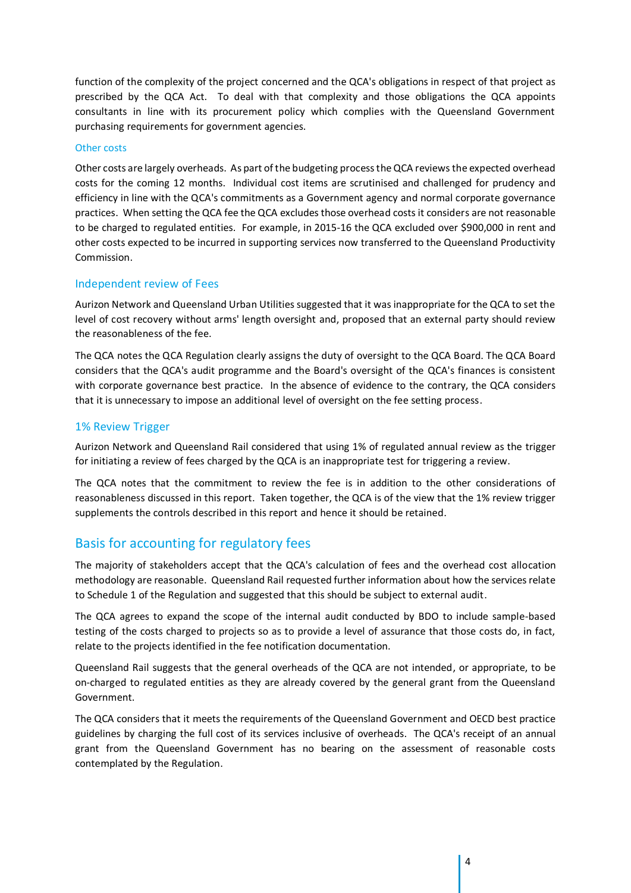function of the complexity of the project concerned and the QCA's obligations in respect of that project as prescribed by the QCA Act. To deal with that complexity and those obligations the QCA appoints consultants in line with its procurement policy which complies with the Queensland Government purchasing requirements for government agencies.

#### Other costs

Other costs are largely overheads. As part of the budgeting process the QCA reviews the expected overhead costs for the coming 12 months. Individual cost items are scrutinised and challenged for prudency and efficiency in line with the QCA's commitments as a Government agency and normal corporate governance practices. When setting the QCA fee the QCA excludes those overhead costs it considers are not reasonable to be charged to regulated entities. For example, in 2015-16 the QCA excluded over $900,000 in rent and other costs expected to be incurred in supporting services now transferred to the Queensland Productivity Commission.

### Independent review of Fees

Aurizon Network and Queensland Urban Utilities suggested that it was inappropriate for the QCA to set the level of cost recovery without arms' length oversight and, proposed that an external party should review the reasonableness of the fee.

The QCA notes the QCA Regulation clearly assigns the duty of oversight to the QCA Board. The QCA Board considers that the QCA's audit programme and the Board's oversight of the QCA's finances is consistent with corporate governance best practice. In the absence of evidence to the contrary, the QCA considers that it is unnecessary to impose an additional level of oversight on the fee setting process.

### 1% Review Trigger

Aurizon Network and Queensland Rail considered that using 1% of regulated annual review as the trigger for initiating a review of fees charged by the QCA is an inappropriate test for triggering a review.

The QCA notes that the commitment to review the fee is in addition to the other considerations of reasonableness discussed in this report. Taken together, the QCA is of the view that the 1% review trigger supplements the controls described in this report and hence it should be retained.

## Basis for accounting for regulatory fees

The majority of stakeholders accept that the QCA's calculation of fees and the overhead cost allocation methodology are reasonable. Queensland Rail requested further information about how the services relate to Schedule 1 of the Regulation and suggested that this should be subject to external audit.

The QCA agrees to expand the scope of the internal audit conducted by BDO to include sample-based testing of the costs charged to projects so as to provide a level of assurance that those costs do, in fact, relate to the projects identified in the fee notification documentation.

Queensland Rail suggests that the general overheads of the QCA are not intended, or appropriate, to be on-charged to regulated entities as they are already covered by the general grant from the Queensland Government.

The QCA considers that it meets the requirements of the Queensland Government and OECD best practice guidelines by charging the full cost of its services inclusive of overheads. The QCA's receipt of an annual grant from the Queensland Government has no bearing on the assessment of reasonable costs contemplated by the Regulation.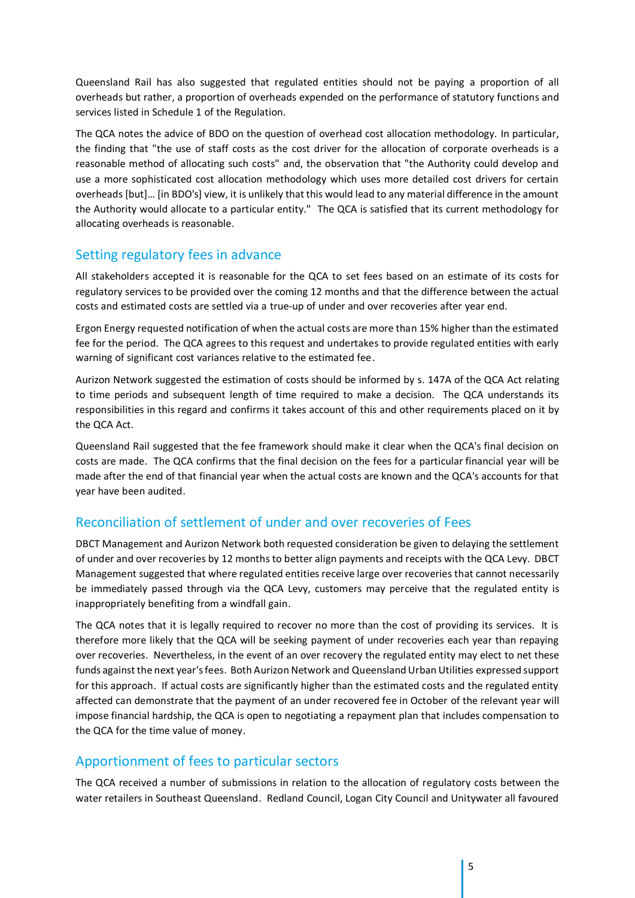Queensland Rail has also suggested that regulated entities should not be paying a proportion of all overheads but rather, a proportion of overheads expended on the performance of statutory functions and services listed in Schedule 1 of the Regulation.

The QCA notes the advice of BDO on the question of overhead cost allocation methodology. In particular, the finding that "the use of staff costs as the cost driver for the allocation of corporate overheads is a reasonable method of allocating such costs" and, the observation that "the Authority could develop and use a more sophisticated cost allocation methodology which uses more detailed cost drivers for certain overheads [but]… [in BDO's] view, it is unlikely that this would lead to any material difference in the amount the Authority would allocate to a particular entity." The QCA is satisfied that its current methodology for allocating overheads is reasonable.

## Setting regulatory fees in advance

All stakeholders accepted it is reasonable for the QCA to set fees based on an estimate of its costs for regulatory services to be provided over the coming 12 months and that the difference between the actual costs and estimated costs are settled via a true-up of under and over recoveries after year end.

Ergon Energy requested notification of when the actual costs are more than 15% higher than the estimated fee for the period. The QCA agrees to this request and undertakes to provide regulated entities with early warning of significant cost variances relative to the estimated fee.

Aurizon Network suggested the estimation of costs should be informed by s. 147A of the QCA Act relating to time periods and subsequent length of time required to make a decision. The QCA understands its responsibilities in this regard and confirms it takes account of this and other requirements placed on it by the QCA Act.

Queensland Rail suggested that the fee framework should make it clear when the QCA's final decision on costs are made. The QCA confirms that the final decision on the fees for a particular financial year will be made after the end of that financial year when the actual costs are known and the QCA's accounts for that year have been audited.

## Reconciliation of settlement of under and over recoveries of Fees

DBCT Management and Aurizon Network both requested consideration be given to delaying the settlement of under and over recoveries by 12 months to better align payments and receipts with the QCA Levy. DBCT Management suggested that where regulated entities receive large over recoveries that cannot necessarily be immediately passed through via the QCA Levy, customers may perceive that the regulated entity is inappropriately benefiting from a windfall gain.

The QCA notes that it is legally required to recover no more than the cost of providing its services. It is therefore more likely that the QCA will be seeking payment of under recoveries each year than repaying over recoveries. Nevertheless, in the event of an over recovery the regulated entity may elect to net these funds against the next year's fees. Both Aurizon Network and Queensland Urban Utilities expressed support for this approach. If actual costs are significantly higher than the estimated costs and the regulated entity affected can demonstrate that the payment of an under recovered fee in October of the relevant year will impose financial hardship, the QCA is open to negotiating a repayment plan that includes compensation to the QCA for the time value of money.

## Apportionment of fees to particular sectors

The QCA received a number of submissions in relation to the allocation of regulatory costs between the water retailers in Southeast Queensland. Redland Council, Logan City Council and Unitywater all favoured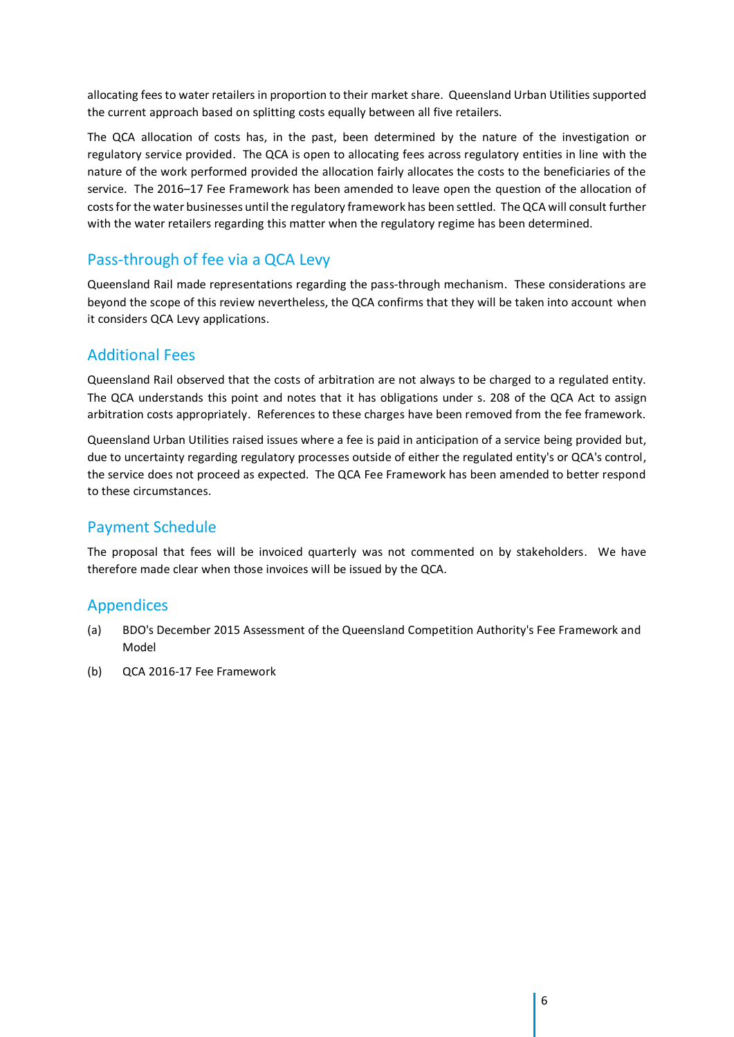allocating fees to water retailers in proportion to their market share. Queensland Urban Utilities supported the current approach based on splitting costs equally between all five retailers.

The QCA allocation of costs has, in the past, been determined by the nature of the investigation or regulatory service provided. The QCA is open to allocating fees across regulatory entities in line with the nature of the work performed provided the allocation fairly allocates the costs to the beneficiaries of the service. The 2016–17 Fee Framework has been amended to leave open the question of the allocation of costs for the water businesses until the regulatory framework has been settled. The QCA will consult further with the water retailers regarding this matter when the regulatory regime has been determined.

## Pass-through of fee via a QCA Levy

Queensland Rail made representations regarding the pass-through mechanism. These considerations are beyond the scope of this review nevertheless, the QCA confirms that they will be taken into account when it considers QCA Levy applications.

## Additional Fees

Queensland Rail observed that the costs of arbitration are not always to be charged to a regulated entity. The QCA understands this point and notes that it has obligations under s. 208 of the QCA Act to assign arbitration costs appropriately. References to these charges have been removed from the fee framework.

Queensland Urban Utilities raised issues where a fee is paid in anticipation of a service being provided but, due to uncertainty regarding regulatory processes outside of either the regulated entity's or QCA's control, the service does not proceed as expected. The QCA Fee Framework has been amended to better respond to these circumstances.

## Payment Schedule

The proposal that fees will be invoiced quarterly was not commented on by stakeholders. We have therefore made clear when those invoices will be issued by the QCA.

## Appendices

(a) BDO's December 2015 Assessment of the Queensland Competition Authority's Fee Framework and Model

(b) QCA 2016-17 Fee Framework